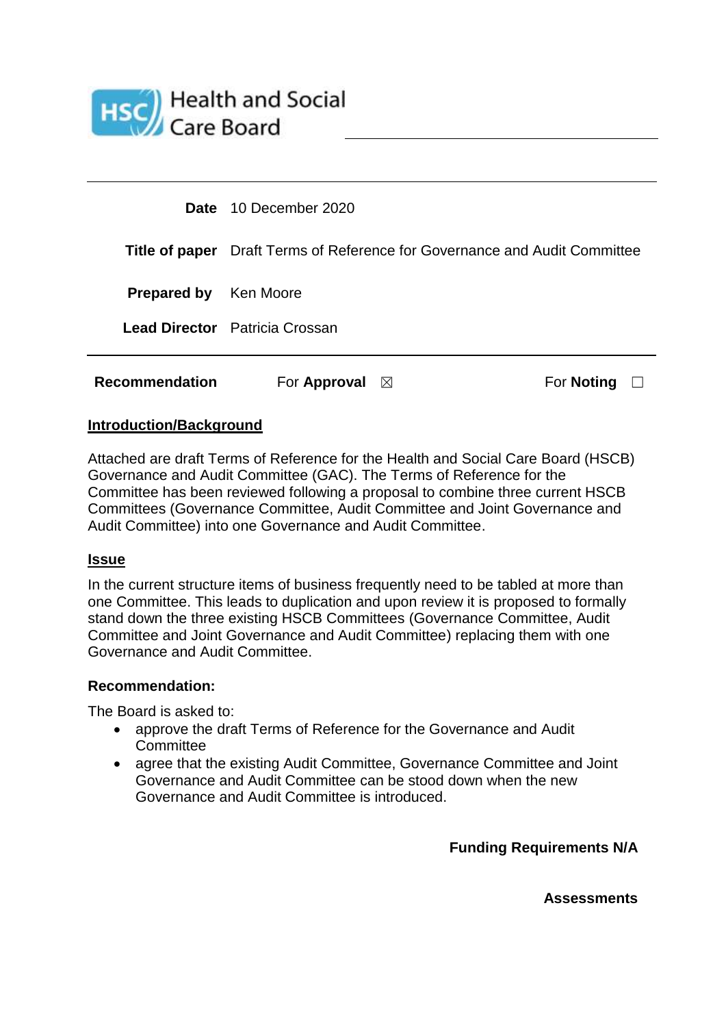Health and Social Care Board

| | |
|---|---|
| **Date** | 10 December 2020 |
| **Title of paper** | Draft Terms of Reference for Governance and Audit Committee |
| **Prepared by** | Ken Moore |
| **Lead Director** | Patricia Crossan |

**Recommendation** For **Approval** ☒ For **Noting** ☐

## Introduction/Background

Attached are draft Terms of Reference for the Health and Social Care Board (HSCB) Governance and Audit Committee (GAC). The Terms of Reference for the Committee has been reviewed following a proposal to combine three current HSCB Committees (Governance Committee, Audit Committee and Joint Governance and Audit Committee) into one Governance and Audit Committee.

## Issue

In the current structure items of business frequently need to be tabled at more than one Committee. This leads to duplication and upon review it is proposed to formally stand down the three existing HSCB Committees (Governance Committee, Audit Committee and Joint Governance and Audit Committee) replacing them with one Governance and Audit Committee.

**Recommendation:**

The Board is asked to:

- approve the draft Terms of Reference for the Governance and Audit Committee
- agree that the existing Audit Committee, Governance Committee and Joint Governance and Audit Committee can be stood down when the new Governance and Audit Committee is introduced.

**Funding Requirements N/A**

**Assessments**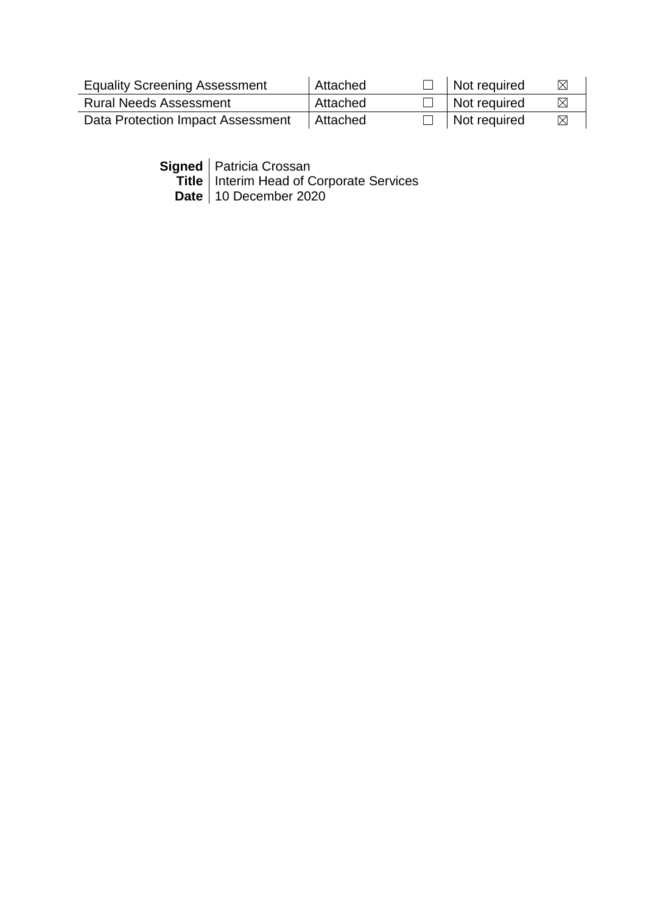| | | | | |
|---|---|---|---|---|
| Equality Screening Assessment | Attached | ☐ | Not required | ☒ |
| Rural Needs Assessment | Attached | ☐ | Not required | ☒ |
| Data Protection Impact Assessment | Attached | ☐ | Not required | ☒ |

| | |
|---|---|
| **Signed** | Patricia Crossan |
| **Title** | Interim Head of Corporate Services |
| **Date** | 10 December 2020 |